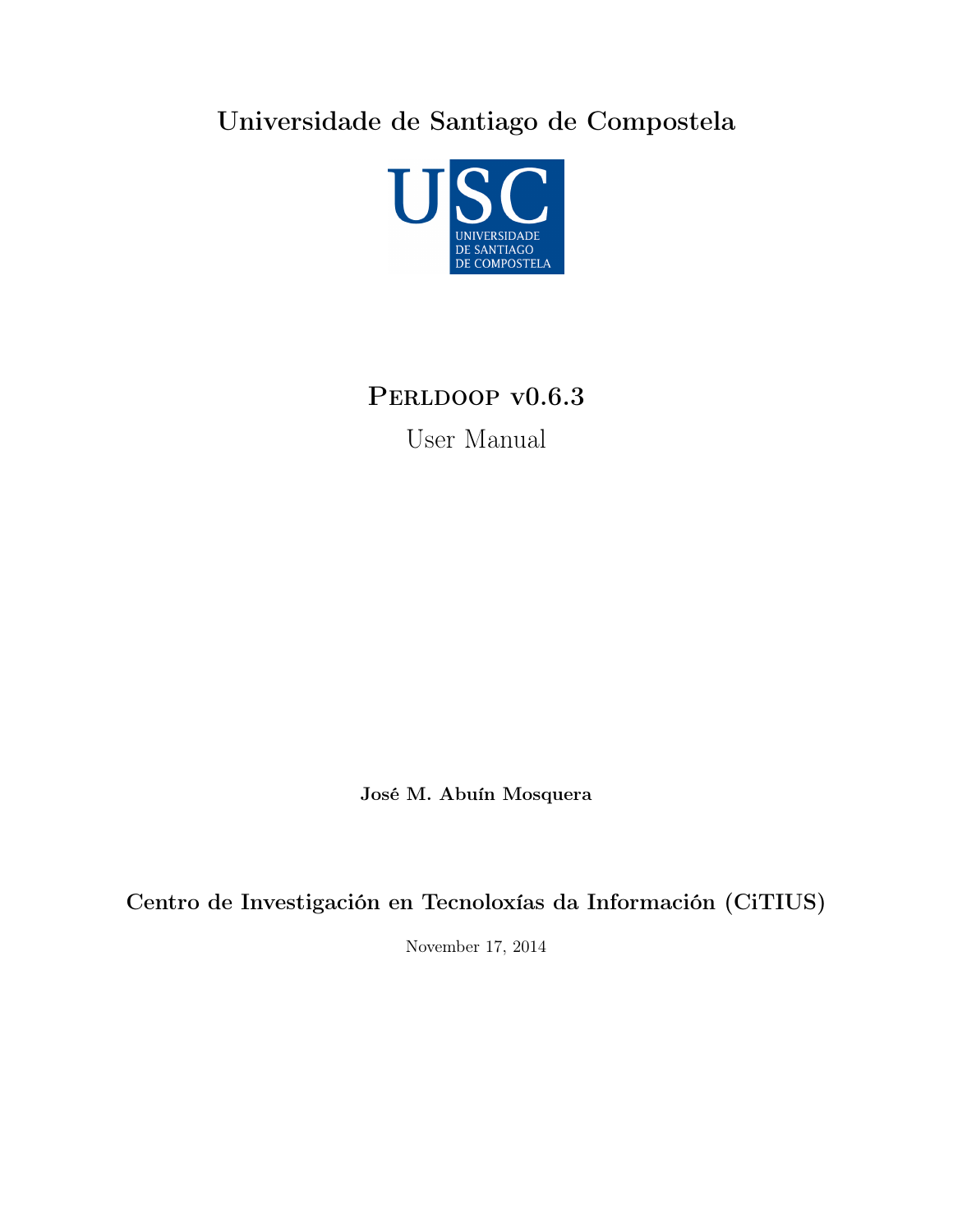**Universidade de Santiago de Compostela**

USC
UNIVERSIDADE DE SANTIAGO DE COMPOSTELA

# Perldoop v0.6.3

User Manual

**José M. Abuín Mosquera**

**Centro de Investigación en Tecnoloxías da Información (CiTIUS)**

November 17, 2014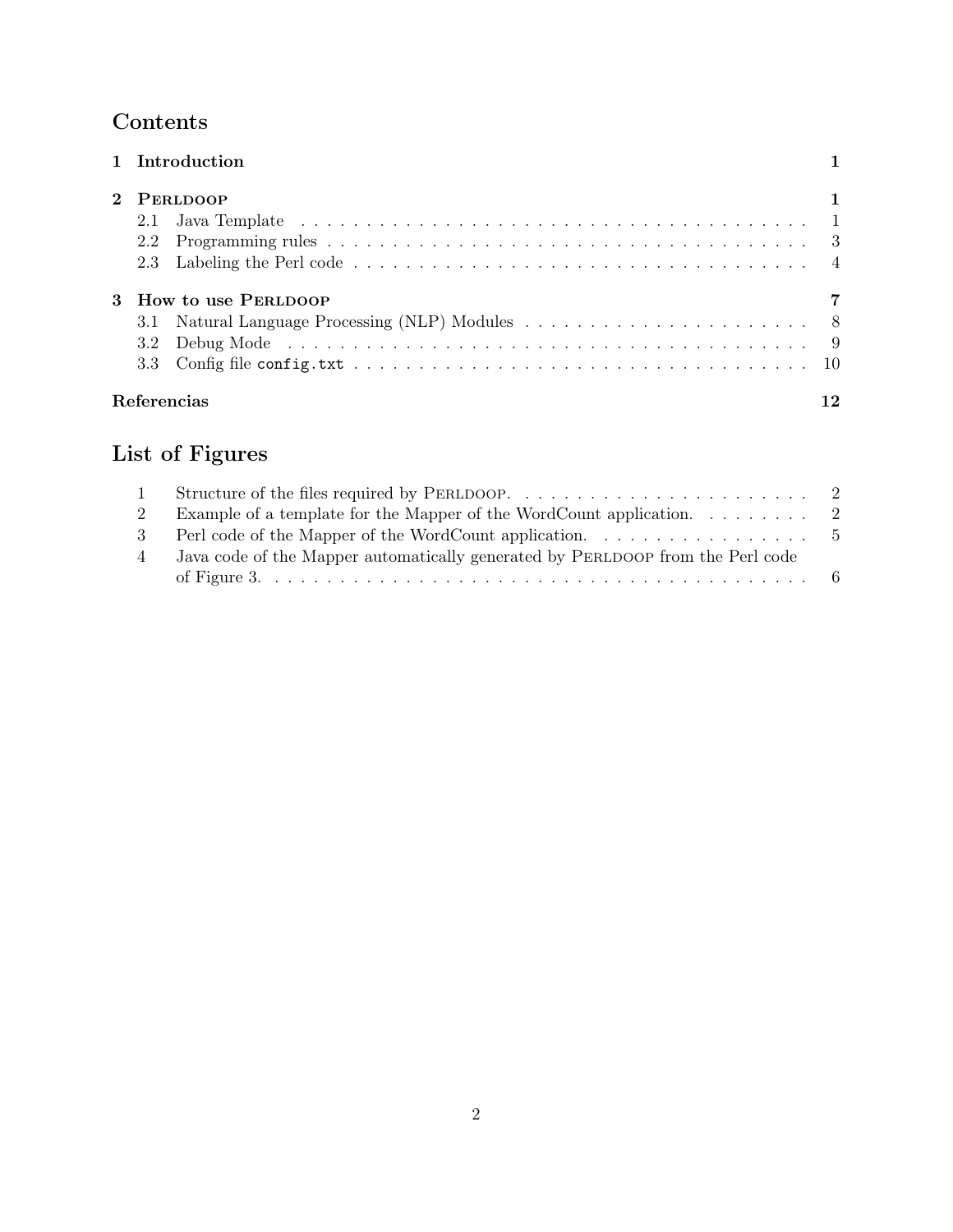# Contents

**1 Introduction** **1**

**2 Perldoop** **1**

- 2.1 Java Template . . . 1
- 2.2 Programming rules . . . 3
- 2.3 Labeling the Perl code . . . 4

**3 How to use Perldoop** **7**

- 3.1 Natural Language Processing (NLP) Modules . . . 8
- 3.2 Debug Mode . . . 9
- 3.3 Config file `config.txt` . . . 10

**Referencias** **12**

# List of Figures

1. Structure of the files required by Perldoop. . . . 2
2. Example of a template for the Mapper of the WordCount application. . . . 2
3. Perl code of the Mapper of the WordCount application. . . . 5
4. Java code of the Mapper automatically generated by Perldoop from the Perl code of Figure 3. . . . 6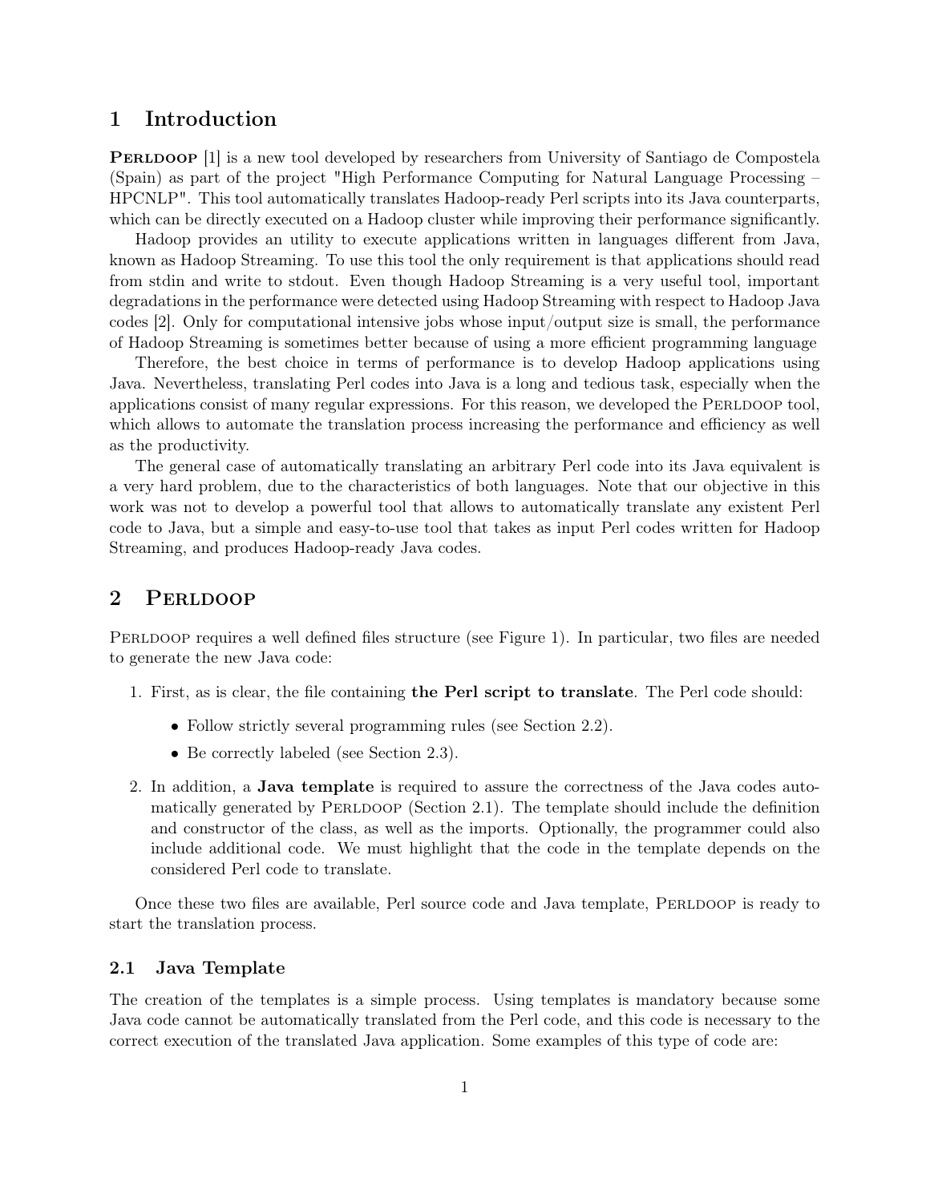# 1 Introduction

**Perldoop** [1] is a new tool developed by researchers from University of Santiago de Compostela (Spain) as part of the project "High Performance Computing for Natural Language Processing – HPCNLP". This tool automatically translates Hadoop-ready Perl scripts into its Java counterparts, which can be directly executed on a Hadoop cluster while improving their performance significantly.

Hadoop provides an utility to execute applications written in languages different from Java, known as Hadoop Streaming. To use this tool the only requirement is that applications should read from stdin and write to stdout. Even though Hadoop Streaming is a very useful tool, important degradations in the performance were detected using Hadoop Streaming with respect to Hadoop Java codes [2]. Only for computational intensive jobs whose input/output size is small, the performance of Hadoop Streaming is sometimes better because of using a more efficient programming language

Therefore, the best choice in terms of performance is to develop Hadoop applications using Java. Nevertheless, translating Perl codes into Java is a long and tedious task, especially when the applications consist of many regular expressions. For this reason, we developed the Perldoop tool, which allows to automate the translation process increasing the performance and efficiency as well as the productivity.

The general case of automatically translating an arbitrary Perl code into its Java equivalent is a very hard problem, due to the characteristics of both languages. Note that our objective in this work was not to develop a powerful tool that allows to automatically translate any existent Perl code to Java, but a simple and easy-to-use tool that takes as input Perl codes written for Hadoop Streaming, and produces Hadoop-ready Java codes.

# 2 Perldoop

Perldoop requires a well defined files structure (see Figure 1). In particular, two files are needed to generate the new Java code:

1. First, as is clear, the file containing **the Perl script to translate**. The Perl code should:
   - Follow strictly several programming rules (see Section 2.2).
   - Be correctly labeled (see Section 2.3).
2. In addition, a **Java template** is required to assure the correctness of the Java codes automatically generated by Perldoop (Section 2.1). The template should include the definition and constructor of the class, as well as the imports. Optionally, the programmer could also include additional code. We must highlight that the code in the template depends on the considered Perl code to translate.

Once these two files are available, Perl source code and Java template, Perldoop is ready to start the translation process.

## 2.1 Java Template

The creation of the templates is a simple process. Using templates is mandatory because some Java code cannot be automatically translated from the Perl code, and this code is necessary to the correct execution of the translated Java application. Some examples of this type of code are: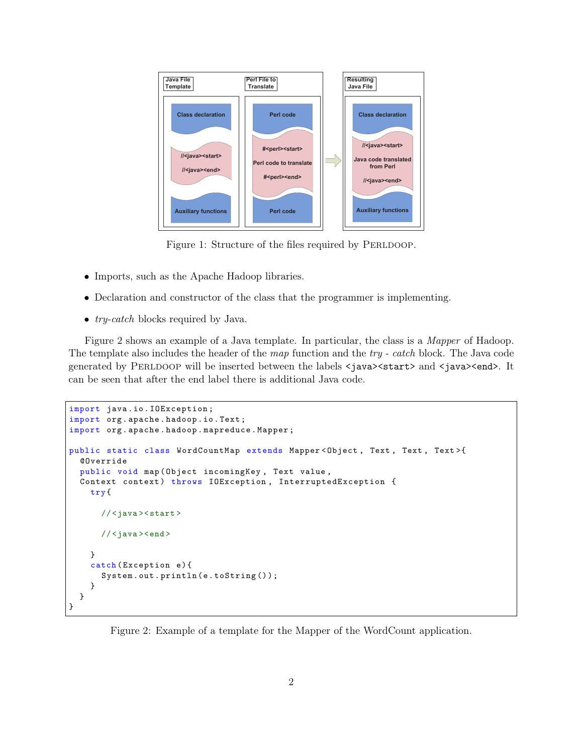Figure 1: Structure of the files required by PERLDOOP.

- Imports, such as the Apache Hadoop libraries.
- Declaration and constructor of the class that the programmer is implementing.
- *try-catch* blocks required by Java.

Figure 2 shows an example of a Java template. In particular, the class is a *Mapper* of Hadoop. The template also includes the header of the *map* function and the *try* - *catch* block. The Java code generated by PERLDOOP will be inserted between the labels `<java><start>` and `<java><end>`. It can be seen that after the end label there is additional Java code.

```
import java.io.IOException;
import org.apache.hadoop.io.Text;
import org.apache.hadoop.mapreduce.Mapper;

public static class WordCountMap extends Mapper<Object, Text, Text, Text>{
  @Override
  public void map(Object incomingKey, Text value,
  Context context) throws IOException, InterruptedException {
    try{

      //<java><start>

      //<java><end>

    }
    catch(Exception e){
      System.out.println(e.toString());
    }
  }
}
```

Figure 2: Example of a template for the Mapper of the WordCount application.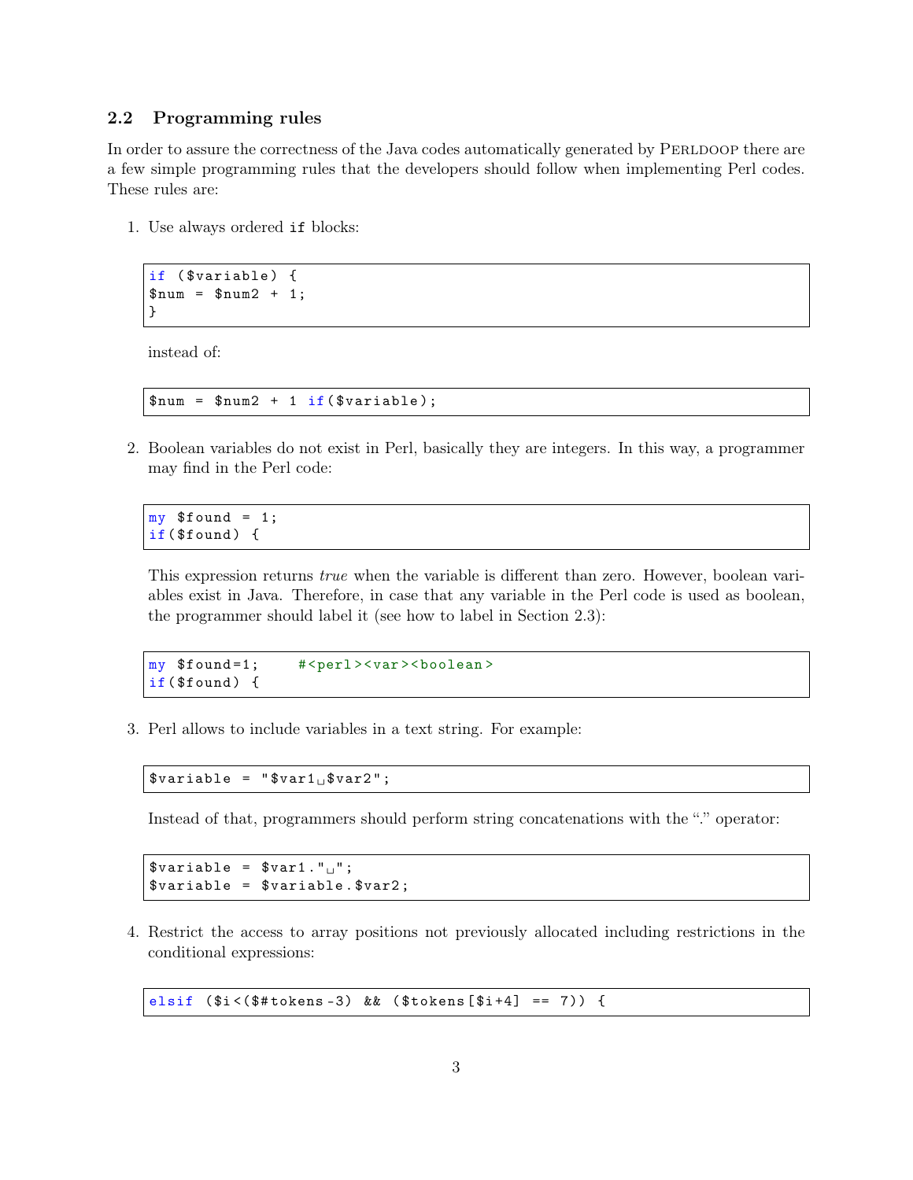### 2.2 Programming rules

In order to assure the correctness of the Java codes automatically generated by PERLDOOP there are a few simple programming rules that the developers should follow when implementing Perl codes. These rules are:

1. Use always ordered `if` blocks:

   ```
   if ($variable) {
   $num = $num2 + 1;
   }
   ```

   instead of:

   ```
   $num = $num2 + 1 if($variable);
   ```

2. Boolean variables do not exist in Perl, basically they are integers. In this way, a programmer may find in the Perl code:

   ```
   my $found = 1;
   if($found) {
   ```

   This expression returns *true* when the variable is different than zero. However, boolean variables exist in Java. Therefore, in case that any variable in the Perl code is used as boolean, the programmer should label it (see how to label in Section 2.3):

   ```
   my $found=1;     #<perl><var><boolean>
   if($found) {
   ```

3. Perl allows to include variables in a text string. For example:

   ```
   $variable = "$var1 $var2";
   ```

   Instead of that, programmers should perform string concatenations with the "." operator:

   ```
   $variable = $var1." ";
   $variable = $variable.$var2;
   ```

4. Restrict the access to array positions not previously allocated including restrictions in the conditional expressions:

   ```
   elsif ($i<($#tokens-3) && ($tokens[$i+4] == 7)) {
   ```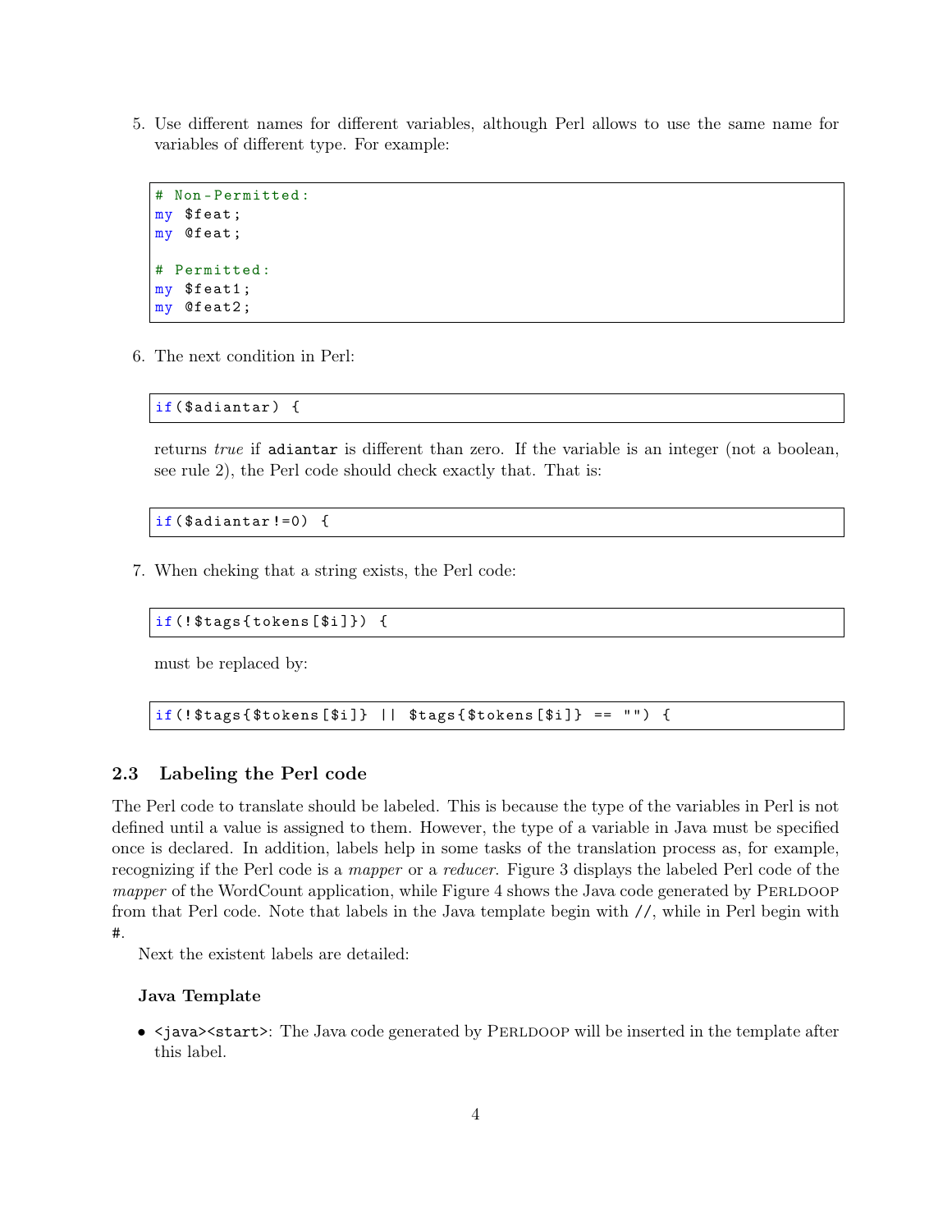5. Use different names for different variables, although Perl allows to use the same name for variables of different type. For example:

```
# Non-Permitted:
my $feat;
my @feat;

# Permitted:
my $feat1;
my @feat2;
```

6. The next condition in Perl:

```
if($adiantar) {
```

returns *true* if `adiantar` is different than zero. If the variable is an integer (not a boolean, see rule 2), the Perl code should check exactly that. That is:

```
if($adiantar!=0) {
```

7. When cheking that a string exists, the Perl code:

```
if(!$tags{tokens[$i]}) {
```

must be replaced by:

```
if(!$tags{$tokens[$i]} || $tags{$tokens[$i]} == "") {
```

### 2.3 Labeling the Perl code

The Perl code to translate should be labeled. This is because the type of the variables in Perl is not defined until a value is assigned to them. However, the type of a variable in Java must be specified once is declared. In addition, labels help in some tasks of the translation process as, for example, recognizing if the Perl code is a *mapper* or a *reducer*. Figure 3 displays the labeled Perl code of the *mapper* of the WordCount application, while Figure 4 shows the Java code generated by PERLDOOP from that Perl code. Note that labels in the Java template begin with `//`, while in Perl begin with `#`.

Next the existent labels are detailed:

**Java Template**

- `<java><start>`: The Java code generated by PERLDOOP will be inserted in the template after this label.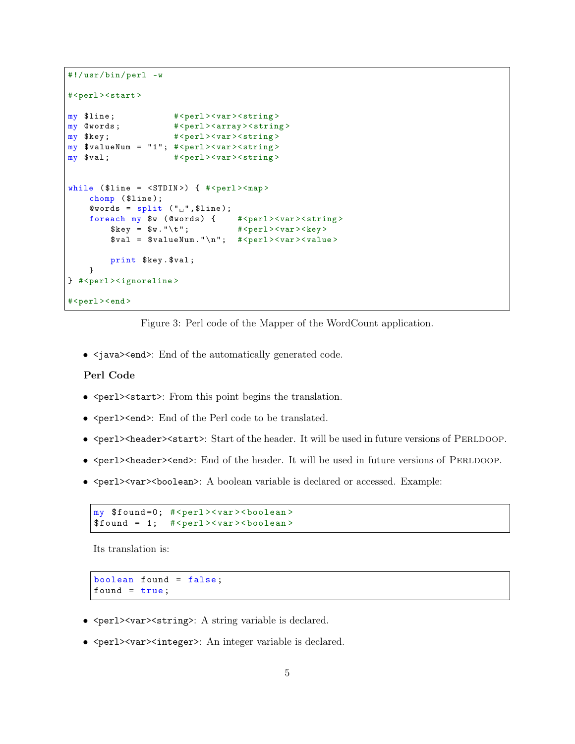```perl
#!/usr/bin/perl -w

#<perl><start>

my $line;            #<perl><var><string>
my @words;           #<perl><array><string>
my $key;             #<perl><var><string>
my $valueNum = "1"; #<perl><var><string>
my $val;             #<perl><var><string>


while ($line = <STDIN>) { #<perl><map>
    chomp ($line);
    @words = split (" ",$line);
    foreach my $w (@words) {    #<perl><var><string>
        $key = $w."\t";         #<perl><var><key>
        $val = $valueNum."\n";  #<perl><var><value>

        print $key.$val;
    }
} #<perl><ignoreline>

#<perl><end>
```

Figure 3: Perl code of the Mapper of the WordCount application.

- `<java><end>`: End of the automatically generated code.

**Perl Code**

- `<perl><start>`: From this point begins the translation.
- `<perl><end>`: End of the Perl code to be translated.
- `<perl><header><start>`: Start of the header. It will be used in future versions of PERLDOOP.
- `<perl><header><end>`: End of the header. It will be used in future versions of PERLDOOP.
- `<perl><var><boolean>`: A boolean variable is declared or accessed. Example:

```perl
my $found=0; #<perl><var><boolean>
$found = 1;  #<perl><var><boolean>
```

Its translation is:

```java
boolean found = false;
found = true;
```

- `<perl><var><string>`: A string variable is declared.
- `<perl><var><integer>`: An integer variable is declared.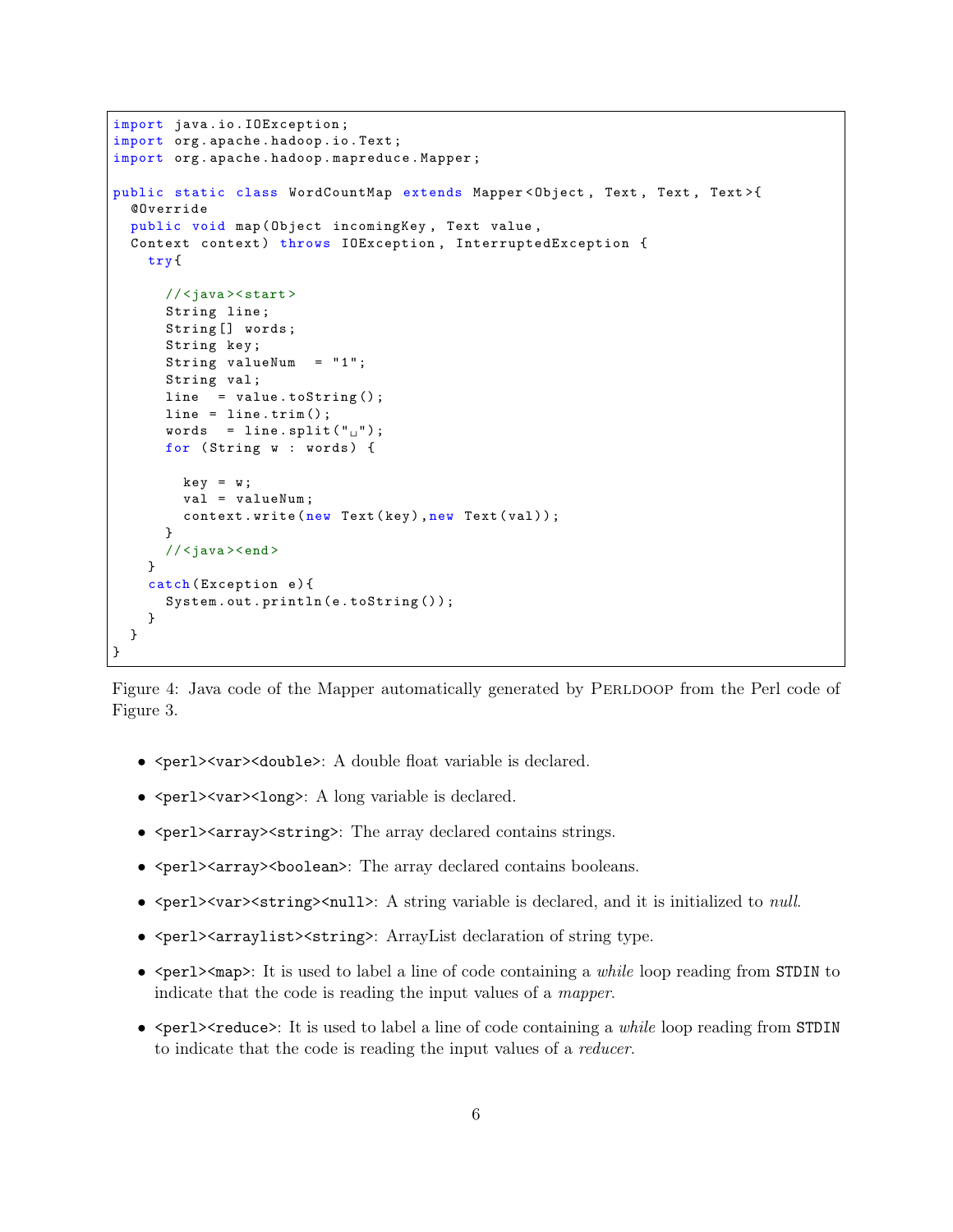```java
import java.io.IOException;
import org.apache.hadoop.io.Text;
import org.apache.hadoop.mapreduce.Mapper;

public static class WordCountMap extends Mapper<Object, Text, Text, Text>{
  @Override
  public void map(Object incomingKey, Text value,
  Context context) throws IOException, InterruptedException {
    try{

      //<java><start>
      String line;
      String[] words;
      String key;
      String valueNum  = "1";
      String val;
      line  = value.toString();
      line = line.trim();
      words  = line.split(" ");
      for (String w : words) {

        key = w;
        val = valueNum;
        context.write(new Text(key),new Text(val));
      }
      //<java><end>
    }
    catch(Exception e){
      System.out.println(e.toString());
    }
  }
}
```

Figure 4: Java code of the Mapper automatically generated by PERLDOOP from the Perl code of Figure 3.

- `<perl><var><double>`: A double float variable is declared.
- `<perl><var><long>`: A long variable is declared.
- `<perl><array><string>`: The array declared contains strings.
- `<perl><array><boolean>`: The array declared contains booleans.
- `<perl><var><string><null>`: A string variable is declared, and it is initialized to *null*.
- `<perl><arraylist><string>`: ArrayList declaration of string type.
- `<perl><map>`: It is used to label a line of code containing a *while* loop reading from STDIN to indicate that the code is reading the input values of a *mapper*.
- `<perl><reduce>`: It is used to label a line of code containing a *while* loop reading from STDIN to indicate that the code is reading the input values of a *reducer*.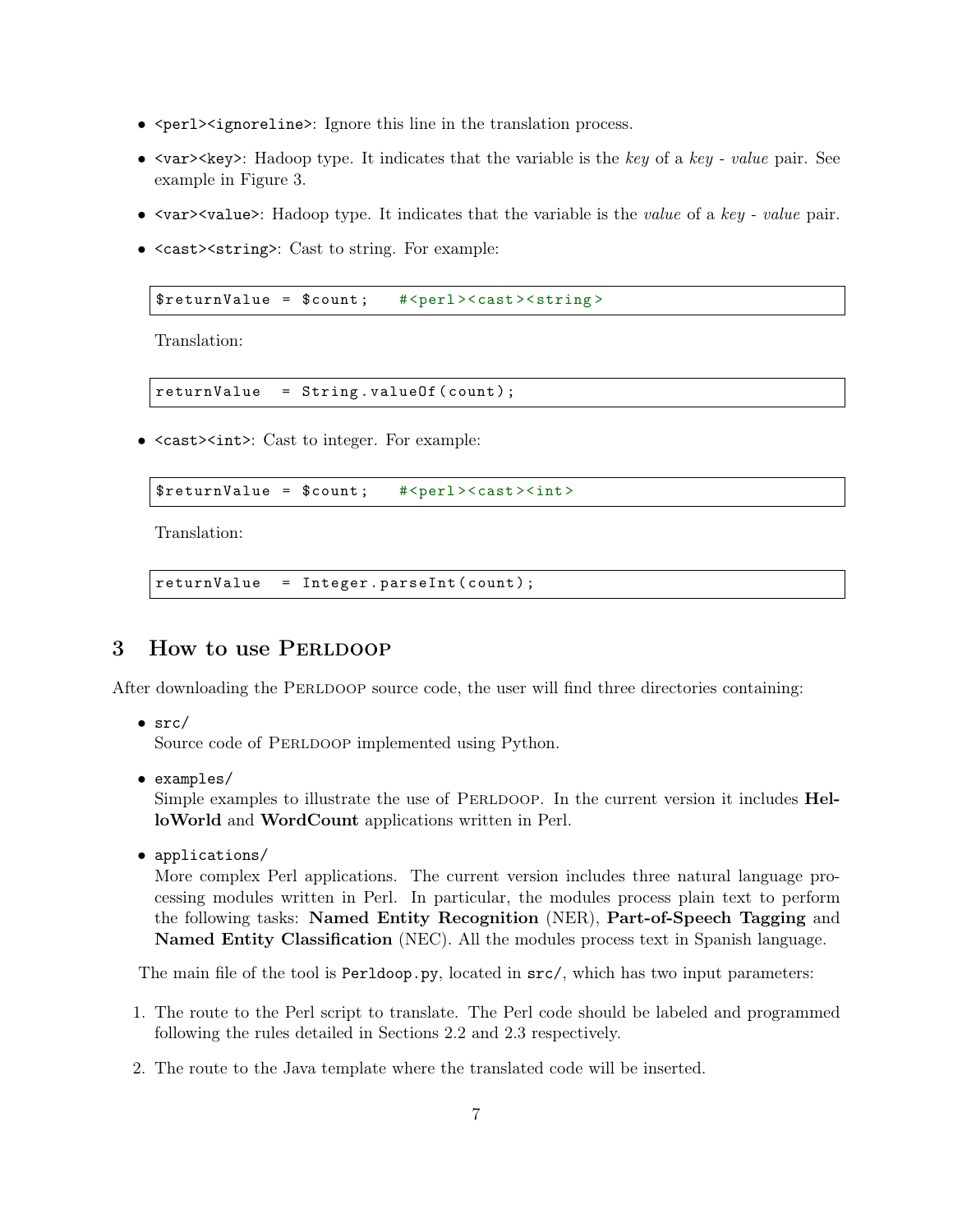- `<perl><ignoreline>`: Ignore this line in the translation process.
- `<var><key>`: Hadoop type. It indicates that the variable is the *key* of a *key - value* pair. See example in Figure 3.
- `<var><value>`: Hadoop type. It indicates that the variable is the *value* of a *key - value* pair.
- `<cast><string>`: Cast to string. For example:

```
$returnValue = $count;    #<perl><cast><string>
```

  Translation:

```
returnValue  = String.valueOf(count);
```

- `<cast><int>`: Cast to integer. For example:

```
$returnValue = $count;    #<perl><cast><int>
```

  Translation:

```
returnValue  = Integer.parseInt(count);
```

## 3 How to use Perldoop

After downloading the Perldoop source code, the user will find three directories containing:

- `src/`
  Source code of Perldoop implemented using Python.
- `examples/`
  Simple examples to illustrate the use of Perldoop. In the current version it includes **HelloWorld** and **WordCount** applications written in Perl.
- `applications/`
  More complex Perl applications. The current version includes three natural language processing modules written in Perl. In particular, the modules process plain text to perform the following tasks: **Named Entity Recognition** (NER), **Part-of-Speech Tagging** and **Named Entity Classification** (NEC). All the modules process text in Spanish language.

The main file of the tool is `Perldoop.py`, located in `src/`, which has two input parameters:

1. The route to the Perl script to translate. The Perl code should be labeled and programmed following the rules detailed in Sections 2.2 and 2.3 respectively.
2. The route to the Java template where the translated code will be inserted.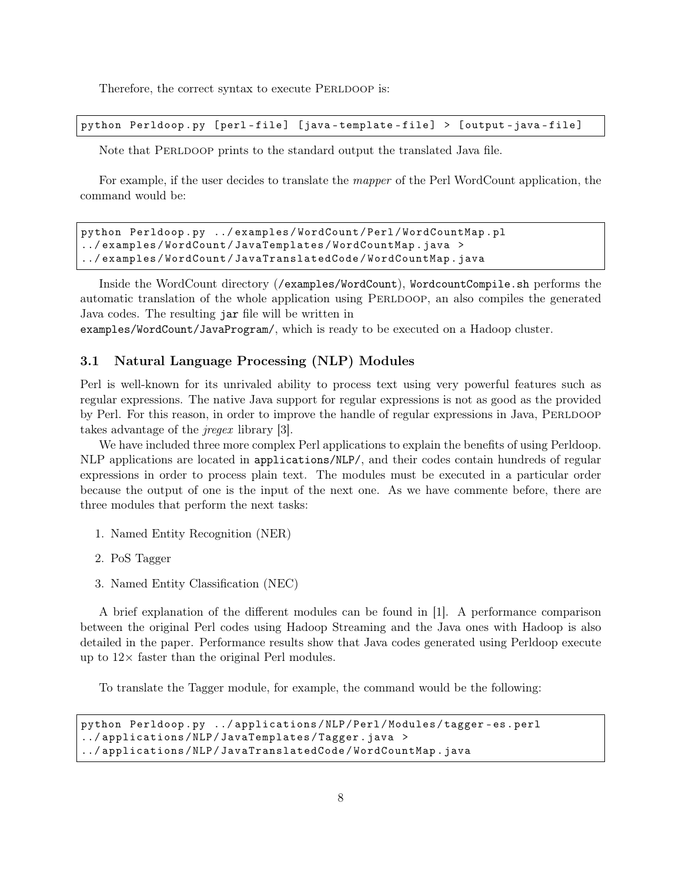Therefore, the correct syntax to execute PERLDOOP is:

```
python Perldoop.py [perl-file] [java-template-file] > [output-java-file]
```

Note that PERLDOOP prints to the standard output the translated Java file.

For example, if the user decides to translate the *mapper* of the Perl WordCount application, the command would be:

```
python Perldoop.py ../examples/WordCount/Perl/WordCountMap.pl
../examples/WordCount/JavaTemplates/WordCountMap.java >
../examples/WordCount/JavaTranslatedCode/WordCountMap.java
```

Inside the WordCount directory (`/examples/WordCount`), `WordcountCompile.sh` performs the automatic translation of the whole application using PERLDOOP, an also compiles the generated Java codes. The resulting `jar` file will be written in `examples/WordCount/JavaProgram/`, which is ready to be executed on a Hadoop cluster.

## 3.1 Natural Language Processing (NLP) Modules

Perl is well-known for its unrivaled ability to process text using very powerful features such as regular expressions. The native Java support for regular expressions is not as good as the provided by Perl. For this reason, in order to improve the handle of regular expressions in Java, PERLDOOP takes advantage of the *jregex* library [3].

We have included three more complex Perl applications to explain the benefits of using Perldoop. NLP applications are located in `applications/NLP/`, and their codes contain hundreds of regular expressions in order to process plain text. The modules must be executed in a particular order because the output of one is the input of the next one. As we have commente before, there are three modules that perform the next tasks:

1. Named Entity Recognition (NER)
2. PoS Tagger
3. Named Entity Classification (NEC)

A brief explanation of the different modules can be found in [1]. A performance comparison between the original Perl codes using Hadoop Streaming and the Java ones with Hadoop is also detailed in the paper. Performance results show that Java codes generated using Perldoop execute up to 12× faster than the original Perl modules.

To translate the Tagger module, for example, the command would be the following:

```
python Perldoop.py ../applications/NLP/Perl/Modules/tagger-es.perl
../applications/NLP/JavaTemplates/Tagger.java >
../applications/NLP/JavaTranslatedCode/WordCountMap.java
```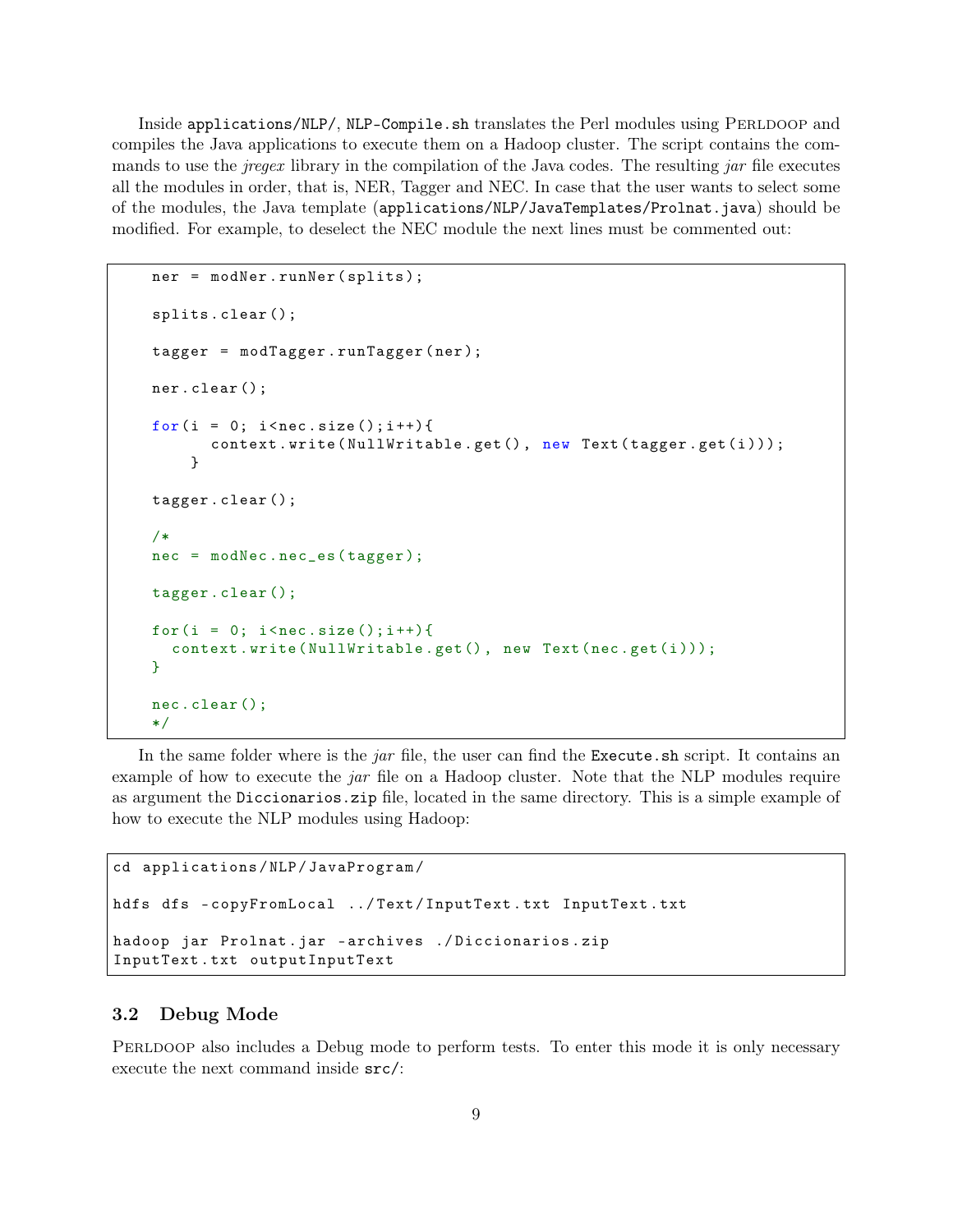Inside `applications/NLP/`, `NLP-Compile.sh` translates the Perl modules using PERLDOOP and compiles the Java applications to execute them on a Hadoop cluster. The script contains the commands to use the *jregex* library in the compilation of the Java codes. The resulting *jar* file executes all the modules in order, that is, NER, Tagger and NEC. In case that the user wants to select some of the modules, the Java template (`applications/NLP/JavaTemplates/Prolnat.java`) should be modified. For example, to deselect the NEC module the next lines must be commented out:

```
    ner = modNer.runNer(splits);

    splits.clear();

    tagger = modTagger.runTagger(ner);

    ner.clear();

    for(i = 0; i<nec.size();i++){
          context.write(NullWritable.get(), new Text(tagger.get(i)));
        }

    tagger.clear();

    /*
    nec = modNec.nec_es(tagger);

    tagger.clear();

    for(i = 0; i<nec.size();i++){
      context.write(NullWritable.get(), new Text(nec.get(i)));
    }

    nec.clear();
    */
```

In the same folder where is the *jar* file, the user can find the `Execute.sh` script. It contains an example of how to execute the *jar* file on a Hadoop cluster. Note that the NLP modules require as argument the `Diccionarios.zip` file, located in the same directory. This is a simple example of how to execute the NLP modules using Hadoop:

```
cd applications/NLP/JavaProgram/

hdfs dfs -copyFromLocal ../Text/InputText.txt InputText.txt

hadoop jar Prolnat.jar -archives ./Diccionarios.zip
InputText.txt outputInputText
```

### 3.2 Debug Mode

PERLDOOP also includes a Debug mode to perform tests. To enter this mode it is only necessary execute the next command inside `src/`: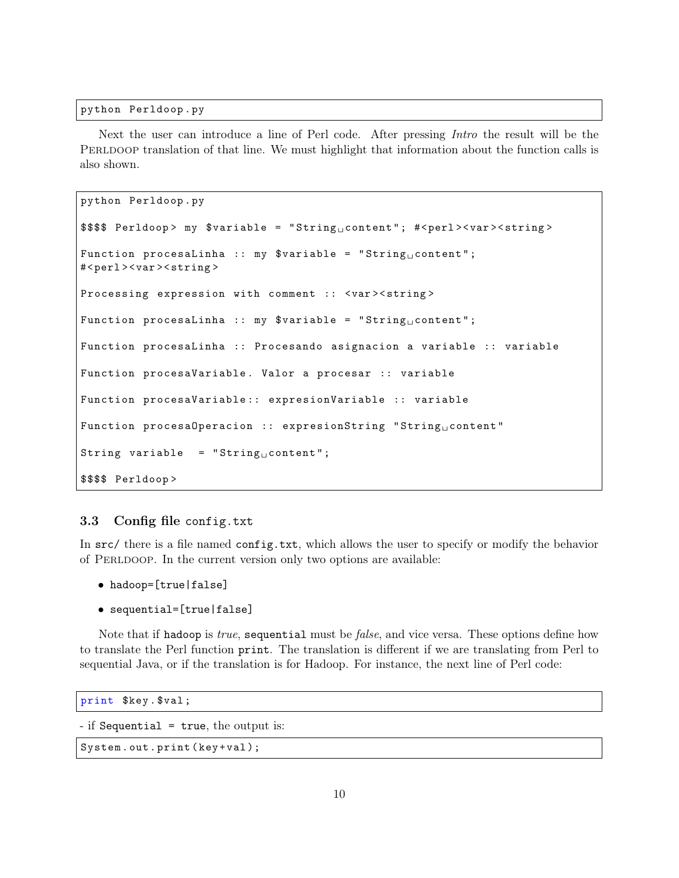```
python Perldoop.py
```

Next the user can introduce a line of Perl code. After pressing *Intro* the result will be the PERLDOOP translation of that line. We must highlight that information about the function calls is also shown.

```
python Perldoop.py

$$$$ Perldoop> my $variable = "String content"; #<perl><var><string>

Function procesaLinha :: my $variable = "String content";
#<perl><var><string>

Processing expression with comment :: <var><string>

Function procesaLinha :: my $variable = "String content";

Function procesaLinha :: Procesando asignacion a variable :: variable

Function procesaVariable. Valor a procesar :: variable

Function procesaVariable:: expresionVariable :: variable

Function procesaOperacion :: expresionString "String content"

String variable  = "String content";

$$$$ Perldoop>
```

### 3.3 Config file `config.txt`

In `src/` there is a file named `config.txt`, which allows the user to specify or modify the behavior of PERLDOOP. In the current version only two options are available:

- `hadoop=[true|false]`
- `sequential=[true|false]`

Note that if `hadoop` is *true*, `sequential` must be *false*, and vice versa. These options define how to translate the Perl function `print`. The translation is different if we are translating from Perl to sequential Java, or if the translation is for Hadoop. For instance, the next line of Perl code:

```
print $key.$val;
```

- if `Sequential = true`, the output is:

```
System.out.print(key+val);
```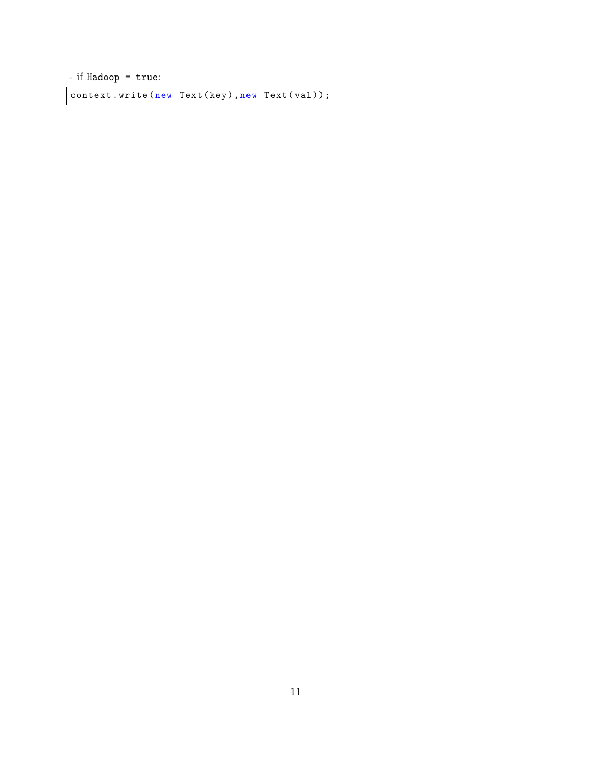- if `Hadoop = true`:

```
context.write(new Text(key),new Text(val));
```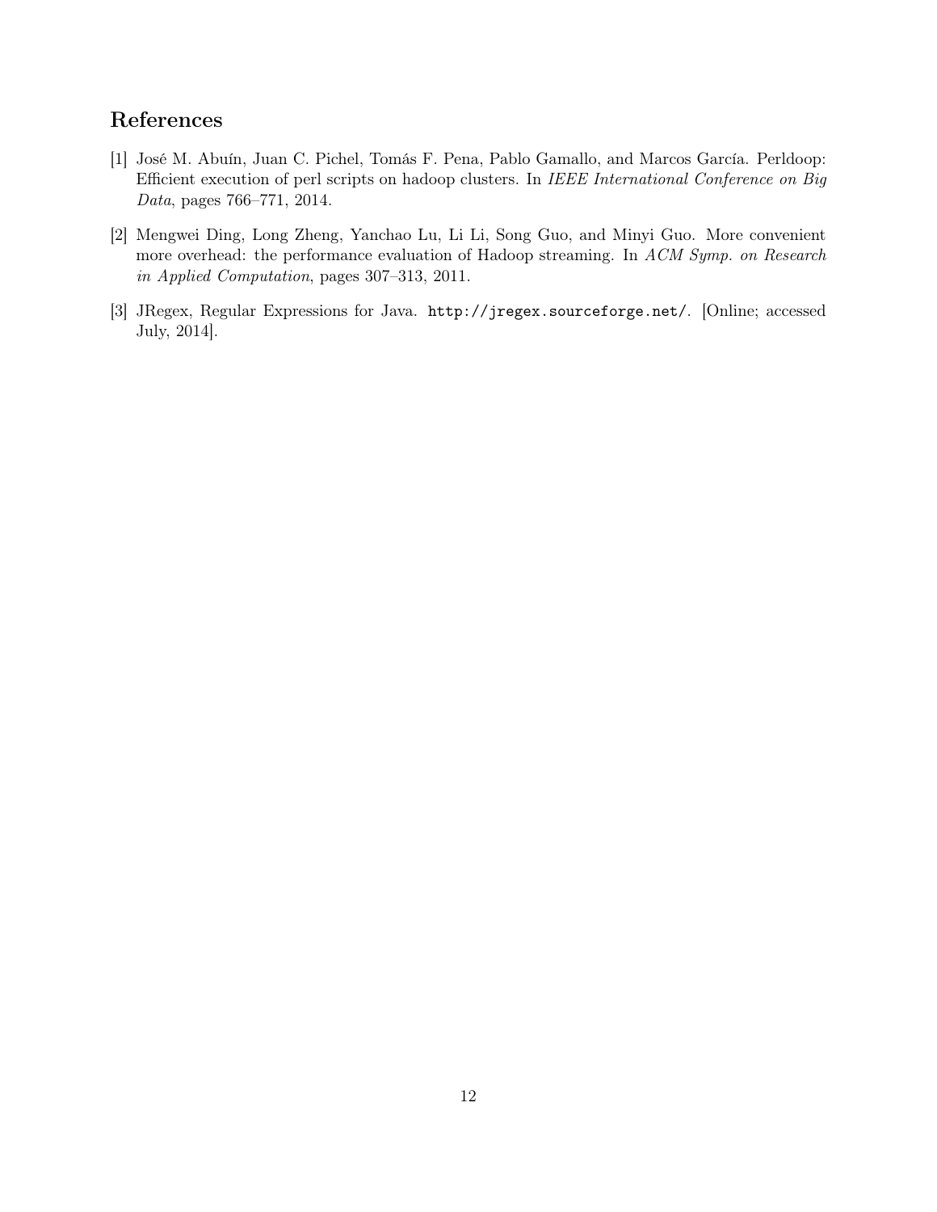## References

[1] José M. Abuín, Juan C. Pichel, Tomás F. Pena, Pablo Gamallo, and Marcos García. Perldoop: Efficient execution of perl scripts on hadoop clusters. In *IEEE International Conference on Big Data*, pages 766–771, 2014.

[2] Mengwei Ding, Long Zheng, Yanchao Lu, Li Li, Song Guo, and Minyi Guo. More convenient more overhead: the performance evaluation of Hadoop streaming. In *ACM Symp. on Research in Applied Computation*, pages 307–313, 2011.

[3] JRegex, Regular Expressions for Java. `http://jregex.sourceforge.net/`. [Online; accessed July, 2014].